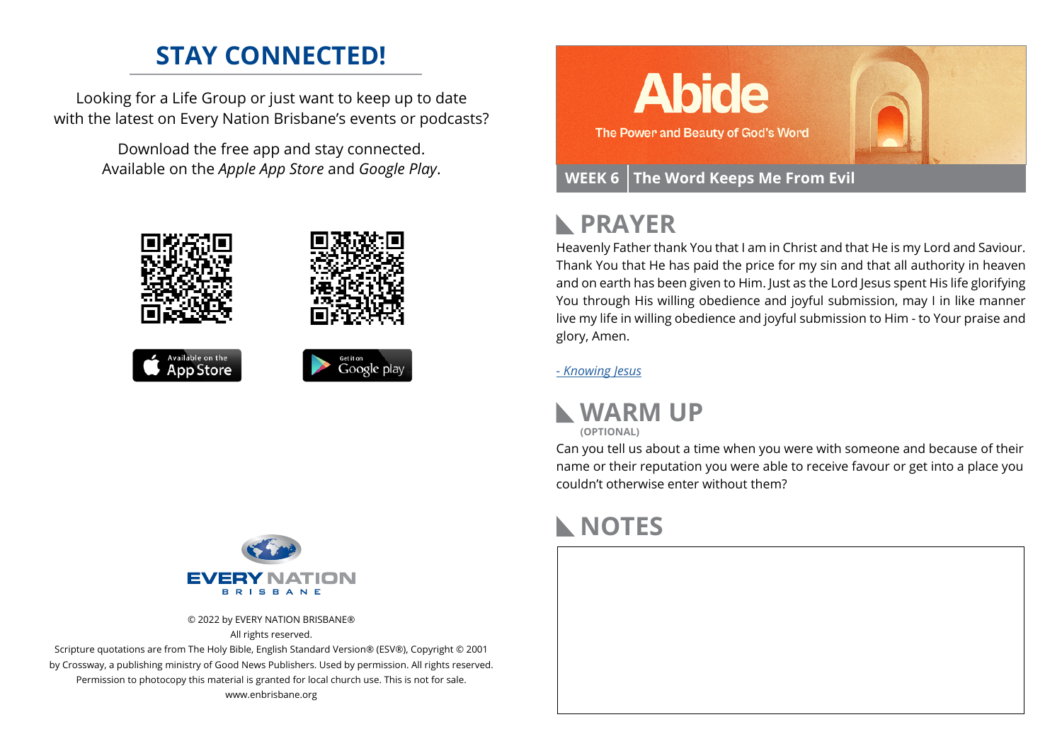## STAY CONNECTED!

Looking for a Life Group or just want to keep up to date with the latest on Every Nation Brisbane's events or podcasts?

Download the free app and stay connected. Available on the *Apple App Store* and *Google Play*.

Available on the App Store

Get it on Google play

EVERY NATION BRISBANE

© 2022 by EVERY NATION BRISBANE®
All rights reserved.
Scripture quotations are from The Holy Bible, English Standard Version® (ESV®), Copyright © 2001 by Crossway, a publishing ministry of Good News Publishers. Used by permission. All rights reserved.
Permission to photocopy this material is granted for local church use. This is not for sale.
www.enbrisbane.org

# Abide

The Power and Beauty of God's Word

**WEEK 6** | **The Word Keeps Me From Evil**

## PRAYER

Heavenly Father thank You that I am in Christ and that He is my Lord and Saviour. Thank You that He has paid the price for my sin and that all authority in heaven and on earth has been given to Him. Just as the Lord Jesus spent His life glorifying You through His willing obedience and joyful submission, may I in like manner live my life in willing obedience and joyful submission to Him - to Your praise and glory, Amen.

*- Knowing Jesus*

## WARM UP

**(OPTIONAL)**

Can you tell us about a time when you were with someone and because of their name or their reputation you were able to receive favour or get into a place you couldn't otherwise enter without them?

## NOTES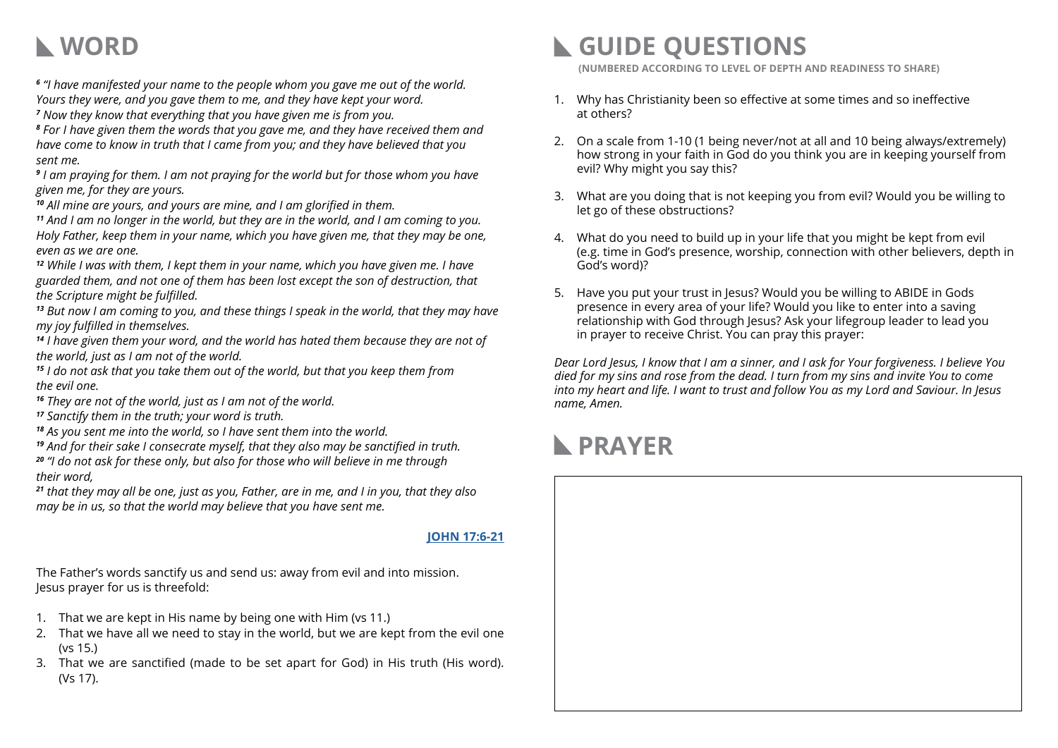## WORD

*[6] "I have manifested your name to the people whom you gave me out of the world. Yours they were, and you gave them to me, and they have kept your word.*
*[7] Now they know that everything that you have given me is from you.*
*[8] For I have given them the words that you gave me, and they have received them and have come to know in truth that I came from you; and they have believed that you sent me.*
*[9] I am praying for them. I am not praying for the world but for those whom you have given me, for they are yours.*
*[10] All mine are yours, and yours are mine, and I am glorified in them.*
*[11] And I am no longer in the world, but they are in the world, and I am coming to you. Holy Father, keep them in your name, which you have given me, that they may be one, even as we are one.*
*[12] While I was with them, I kept them in your name, which you have given me. I have guarded them, and not one of them has been lost except the son of destruction, that the Scripture might be fulfilled.*
*[13] But now I am coming to you, and these things I speak in the world, that they may have my joy fulfilled in themselves.*
*[14] I have given them your word, and the world has hated them because they are not of the world, just as I am not of the world.*
*[15] I do not ask that you take them out of the world, but that you keep them from the evil one.*
*[16] They are not of the world, just as I am not of the world.*
*[17] Sanctify them in the truth; your word is truth.*
*[18] As you sent me into the world, so I have sent them into the world.*
*[19] And for their sake I consecrate myself, that they also may be sanctified in truth.*
*[20] "I do not ask for these only, but also for those who will believe in me through their word,*
*[21] that they may all be one, just as you, Father, are in me, and I in you, that they also may be in us, so that the world may believe that you have sent me.*

**JOHN 17:6-21**

The Father's words sanctify us and send us: away from evil and into mission. Jesus prayer for us is threefold:

1. That we are kept in His name by being one with Him (vs 11.)
2. That we have all we need to stay in the world, but we are kept from the evil one (vs 15.)
3. That we are sanctified (made to be set apart for God) in His truth (His word). (Vs 17).

## GUIDE QUESTIONS

**(NUMBERED ACCORDING TO LEVEL OF DEPTH AND READINESS TO SHARE)**

1. Why has Christianity been so effective at some times and so ineffective at others?
2. On a scale from 1-10 (1 being never/not at all and 10 being always/extremely) how strong in your faith in God do you think you are in keeping yourself from evil? Why might you say this?
3. What are you doing that is not keeping you from evil? Would you be willing to let go of these obstructions?
4. What do you need to build up in your life that you might be kept from evil (e.g. time in God's presence, worship, connection with other believers, depth in God's word)?
5. Have you put your trust in Jesus? Would you be willing to ABIDE in Gods presence in every area of your life? Would you like to enter into a saving relationship with God through Jesus? Ask your lifegroup leader to lead you in prayer to receive Christ. You can pray this prayer:

*Dear Lord Jesus, I know that I am a sinner, and I ask for Your forgiveness. I believe You died for my sins and rose from the dead. I turn from my sins and invite You to come into my heart and life. I want to trust and follow You as my Lord and Saviour. In Jesus name, Amen.*

## PRAYER